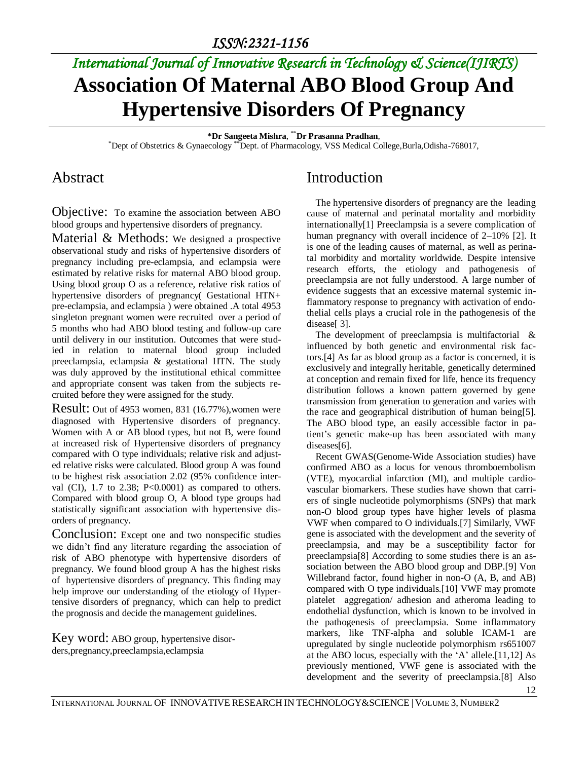# Association Of Maternal ABO Blood Group And Hypertensive Disorders Of Pregnancy

**\*Dr Sangeeta Mishra**, **\*\*Dr Prasanna Pradhan**,

\*Dept of Obstetrics & Gynaecology \*\*Dept. of Pharmacology, VSS Medical College,Burla,Odisha-768017,

## Abstract

**Objective:** To examine the association between ABO blood groups and hypertensive disorders of pregnancy.

**Material & Methods:** We designed a prospective observational study and risks of hypertensive disorders of pregnancy including pre-eclampsia, and eclampsia were estimated by relative risks for maternal ABO blood group. Using blood group O as a reference, relative risk ratios of hypertensive disorders of pregnancy( Gestational HTN+ pre-eclampsia, and eclampsia ) were obtained .A total 4953 singleton pregnant women were recruited over a period of 5 months who had ABO blood testing and follow-up care until delivery in our institution. Outcomes that were studied in relation to maternal blood group included preeclampsia, eclampsia & gestational HTN. The study was duly approved by the institutional ethical committee and appropriate consent was taken from the subjects recruited before they were assigned for the study.

**Result:** Out of 4953 women, 831 (16.77%),women were diagnosed with Hypertensive disorders of pregnancy. Women with A or AB blood types, but not B, were found at increased risk of Hypertensive disorders of pregnancy compared with O type individuals; relative risk and adjusted relative risks were calculated. Blood group A was found to be highest risk association 2.02 (95% confidence interval (CI), 1.7 to 2.38; P<0.0001) as compared to others. Compared with blood group O, A blood type groups had statistically significant association with hypertensive disorders of pregnancy.

**Conclusion:** Except one and two nonspecific studies we didn't find any literature regarding the association of risk of ABO phenotype with hypertensive disorders of pregnancy. We found blood group A has the highest risks of hypertensive disorders of pregnancy. This finding may help improve our understanding of the etiology of Hypertensive disorders of pregnancy, which can help to predict the prognosis and decide the management guidelines.

**Key word:** ABO group, hypertensive disorders,pregnancy,preeclampsia,eclampsia

## Introduction

The hypertensive disorders of pregnancy are the leading cause of maternal and perinatal mortality and morbidity internationally[1] Preeclampsia is a severe complication of human pregnancy with overall incidence of 2–10% [2]. It is one of the leading causes of maternal, as well as perinatal morbidity and mortality worldwide. Despite intensive research efforts, the etiology and pathogenesis of preeclampsia are not fully understood. A large number of evidence suggests that an excessive maternal systemic inflammatory response to pregnancy with activation of endothelial cells plays a crucial role in the pathogenesis of the disease[ 3].

The development of preeclampsia is multifactorial & influenced by both genetic and environmental risk factors.[4] As far as blood group as a factor is concerned, it is exclusively and integrally heritable, genetically determined at conception and remain fixed for life, hence its frequency distribution follows a known pattern governed by gene transmission from generation to generation and varies with the race and geographical distribution of human being[5]. The ABO blood type, an easily accessible factor in patient's genetic make-up has been associated with many diseases[6].

Recent GWAS(Genome-Wide Association studies) have confirmed ABO as a locus for venous thromboembolism (VTE), myocardial infarction (MI), and multiple cardiovascular biomarkers. These studies have shown that carriers of single nucleotide polymorphisms (SNPs) that mark non-O blood group types have higher levels of plasma VWF when compared to O individuals.[7] Similarly, VWF gene is associated with the development and the severity of preeclampsia, and may be a susceptibility factor for preeclampsia[8] According to some studies there is an association between the ABO blood group and DBP.[9] Von Willebrand factor, found higher in non-O (A, B, and AB) compared with O type individuals.[10] VWF may promote platelet aggregation/ adhesion and atheroma leading to endothelial dysfunction, which is known to be involved in the pathogenesis of preeclampsia. Some inflammatory markers, like TNF-alpha and soluble ICAM-1 are upregulated by single nucleotide polymorphism rs651007 at the ABO locus, especially with the 'A' allele.[11,12] As previously mentioned, VWF gene is associated with the development and the severity of preeclampsia.[8] Also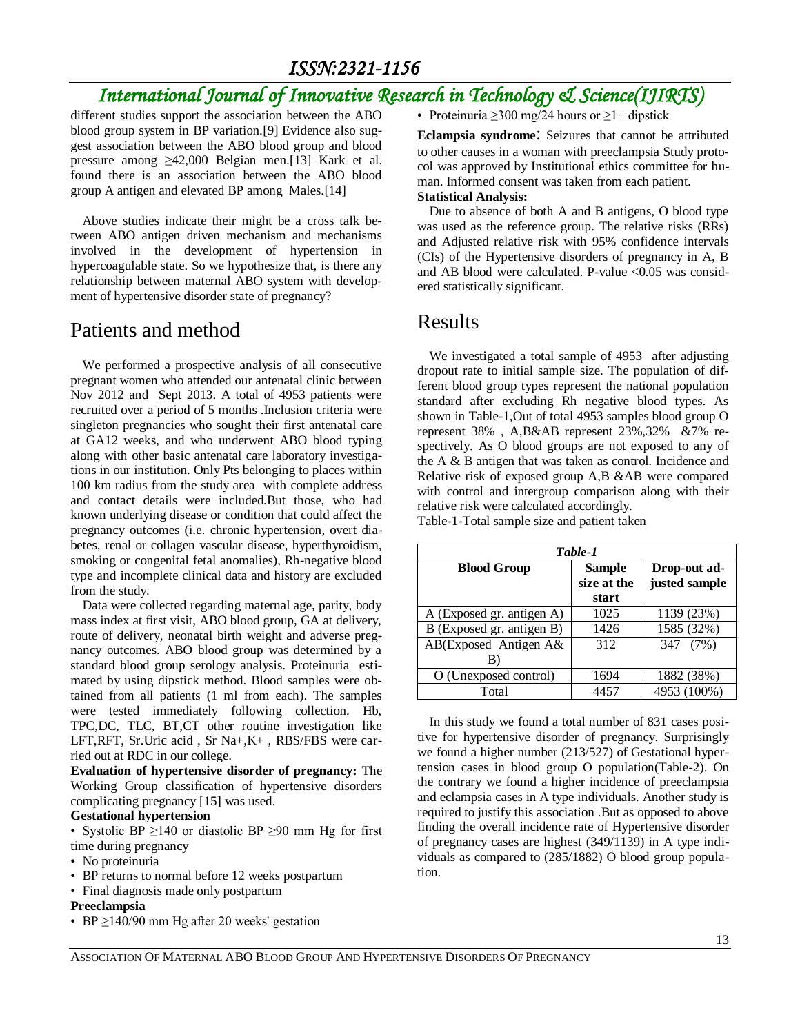different studies support the association between the ABO blood group system in BP variation.[9] Evidence also suggest association between the ABO blood group and blood pressure among ≥42,000 Belgian men.[13] Kark et al. found there is an association between the ABO blood group A antigen and elevated BP among Males.[14]

Above studies indicate their might be a cross talk between ABO antigen driven mechanism and mechanisms involved in the development of hypertension in hypercoagulable state. So we hypothesize that, is there any relationship between maternal ABO system with development of hypertensive disorder state of pregnancy?

# Patients and method

We performed a prospective analysis of all consecutive pregnant women who attended our antenatal clinic between Nov 2012 and Sept 2013. A total of 4953 patients were recruited over a period of 5 months .Inclusion criteria were singleton pregnancies who sought their first antenatal care at GA12 weeks, and who underwent ABO blood typing along with other basic antenatal care laboratory investigations in our institution. Only Pts belonging to places within 100 km radius from the study area with complete address and contact details were included.But those, who had known underlying disease or condition that could affect the pregnancy outcomes (i.e. chronic hypertension, overt diabetes, renal or collagen vascular disease, hyperthyroidism, smoking or congenital fetal anomalies), Rh-negative blood type and incomplete clinical data and history are excluded from the study.

Data were collected regarding maternal age, parity, body mass index at first visit, ABO blood group, GA at delivery, route of delivery, neonatal birth weight and adverse pregnancy outcomes. ABO blood group was determined by a standard blood group serology analysis. Proteinuria estimated by using dipstick method. Blood samples were obtained from all patients (1 ml from each). The samples were tested immediately following collection. Hb, TPC,DC, TLC, BT,CT other routine investigation like LFT,RFT, Sr.Uric acid , Sr Na+,K+ , RBS/FBS were carried out at RDC in our college.

**Evaluation of hypertensive disorder of pregnancy:** The Working Group classification of hypertensive disorders complicating pregnancy [15] was used.

**Gestational hypertension**

- Systolic BP ≥140 or diastolic BP ≥90 mm Hg for first time during pregnancy
- No proteinuria
- BP returns to normal before 12 weeks postpartum
- Final diagnosis made only postpartum

**Preeclampsia**

- BP ≥140/90 mm Hg after 20 weeks' gestation
- Proteinuria ≥300 mg/24 hours or ≥1+ dipstick

**Eclampsia syndrome**: Seizures that cannot be attributed to other causes in a woman with preeclampsia Study protocol was approved by Institutional ethics committee for human. Informed consent was taken from each patient.

**Statistical Analysis:**

Due to absence of both A and B antigens, O blood type was used as the reference group. The relative risks (RRs) and Adjusted relative risk with 95% confidence intervals (CIs) of the Hypertensive disorders of pregnancy in A, B and AB blood were calculated. P-value <0.05 was considered statistically significant.

# Results

We investigated a total sample of 4953 after adjusting dropout rate to initial sample size. The population of different blood group types represent the national population standard after excluding Rh negative blood types. As shown in Table-1,Out of total 4953 samples blood group O represent 38% , A,B&AB represent 23%,32% &7% respectively. As O blood groups are not exposed to any of the A & B antigen that was taken as control. Incidence and Relative risk of exposed group A,B &AB were compared with control and intergroup comparison along with their relative risk were calculated accordingly.

Table-1-Total sample size and patient taken

| *Table-1* | | |
|---|---|---|
| **Blood Group** | **Sample size at the start** | **Drop-out adjusted sample** |
| A (Exposed gr. antigen A) | 1025 | 1139 (23%) |
| B (Exposed gr. antigen B) | 1426 | 1585 (32%) |
| AB(Exposed Antigen A& B) | 312 | 347 (7%) |
| O (Unexposed control) | 1694 | 1882 (38%) |
| Total | 4457 | 4953 (100%) |

In this study we found a total number of 831 cases positive for hypertensive disorder of pregnancy. Surprisingly we found a higher number (213/527) of Gestational hypertension cases in blood group O population(Table-2). On the contrary we found a higher incidence of preeclampsia and eclampsia cases in A type individuals. Another study is required to justify this association .But as opposed to above finding the overall incidence rate of Hypertensive disorder of pregnancy cases are highest (349/1139) in A type individuals as compared to (285/1882) O blood group population.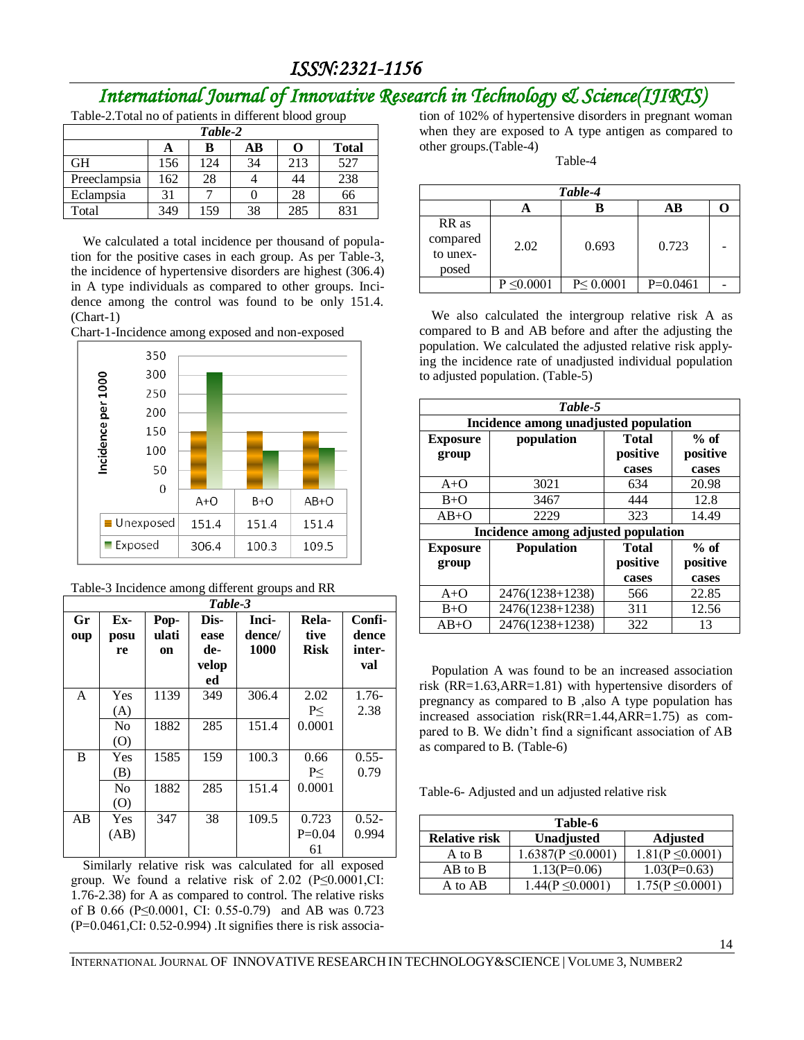Table-2.Total no of patients in different blood group

| *Table-2* | | | | | |
|---|---|---|---|---|---|
| | **A** | **B** | **AB** | **O** | **Total** |
| GH | 156 | 124 | 34 | 213 | 527 |
| Preeclampsia | 162 | 28 | 4 | 44 | 238 |
| Eclampsia | 31 | 7 | 0 | 28 | 66 |
| Total | 349 | 159 | 38 | 285 | 831 |

We calculated a total incidence per thousand of population for the positive cases in each group. As per Table-3, the incidence of hypertensive disorders are highest (306.4) in A type individuals as compared to other groups. Incidence among the control was found to be only 151.4. (Chart-1)

Chart-1-Incidence among exposed and non-exposed

| | A+O | B+O | AB+O |
|---|---|---|---|
| Unexposed | 151.4 | 151.4 | 151.4 |
| Exposed | 306.4 | 100.3 | 109.5 |

Table-3 Incidence among different groups and RR

| *Table-3* | | | | | | |
|---|---|---|---|---|---|---|
| **Group** | **Exposure** | **Population** | **Disease developed** | **Incidence/ 1000** | **Relative Risk** | **Confidence interval** |
| A | Yes (A) | 1139 | 349 | 306.4 | 2.02 P≤ 0.0001 | 1.76-2.38 |
| | No (O) | 1882 | 285 | 151.4 | | |
| B | Yes (B) | 1585 | 159 | 100.3 | 0.66 P≤ 0.0001 | 0.55-0.79 |
| | No (O) | 1882 | 285 | 151.4 | | |
| AB | Yes (AB) | 347 | 38 | 109.5 | 0.723 P=0.0461 | 0.52-0.994 |

Similarly relative risk was calculated for all exposed group. We found a relative risk of 2.02 ($P \leq 0.0001$,CI: 1.76-2.38) for A as compared to control. The relative risks of B 0.66 ($P \leq 0.0001$, CI: 0.55-0.79) and AB was 0.723 ($P=0.0461$,CI: 0.52-0.994) .It signifies there is risk association of 102% of hypertensive disorders in pregnant woman when they are exposed to A type antigen as compared to other groups.(Table-4)

Table-4

| *Table-4* | | | | |
|---|---|---|---|---|
| | **A** | **B** | **AB** | **O** |
| RR as compared to unexposed | 2.02 | 0.693 | 0.723 | - |
| | P ≤0.0001 | P≤ 0.0001 | P=0.0461 | - |

We also calculated the intergroup relative risk A as compared to B and AB before and after the adjusting the population. We calculated the adjusted relative risk applying the incidence rate of unadjusted individual population to adjusted population. (Table-5)

| *Table-5* | | | |
|---|---|---|---|
| **Incidence among unadjusted population** | | | |
| **Exposure group** | **population** | **Total positive cases** | **% of positive cases** |
| A+O | 3021 | 634 | 20.98 |
| B+O | 3467 | 444 | 12.8 |
| AB+O | 2229 | 323 | 14.49 |
| **Incidence among adjusted population** | | | |
| **Exposure group** | **Population** | **Total positive cases** | **% of positive cases** |
| A+O | 2476(1238+1238) | 566 | 22.85 |
| B+O | 2476(1238+1238) | 311 | 12.56 |
| AB+O | 2476(1238+1238) | 322 | 13 |

Population A was found to be an increased association risk (RR=1.63,ARR=1.81) with hypertensive disorders of pregnancy as compared to B ,also A type population has increased association risk(RR=1.44,ARR=1.75) as compared to B. We didn't find a significant association of AB as compared to B. (Table-6)

Table-6- Adjusted and un adjusted relative risk

| **Table-6** | | |
|---|---|---|
| **Relative risk** | **Unadjusted** | **Adjusted** |
| A to B | 1.6387(P ≤0.0001) | 1.81(P ≤0.0001) |
| AB to B | 1.13(P=0.06) | 1.03(P=0.63) |
| A to AB | 1.44(P ≤0.0001) | 1.75(P ≤0.0001) |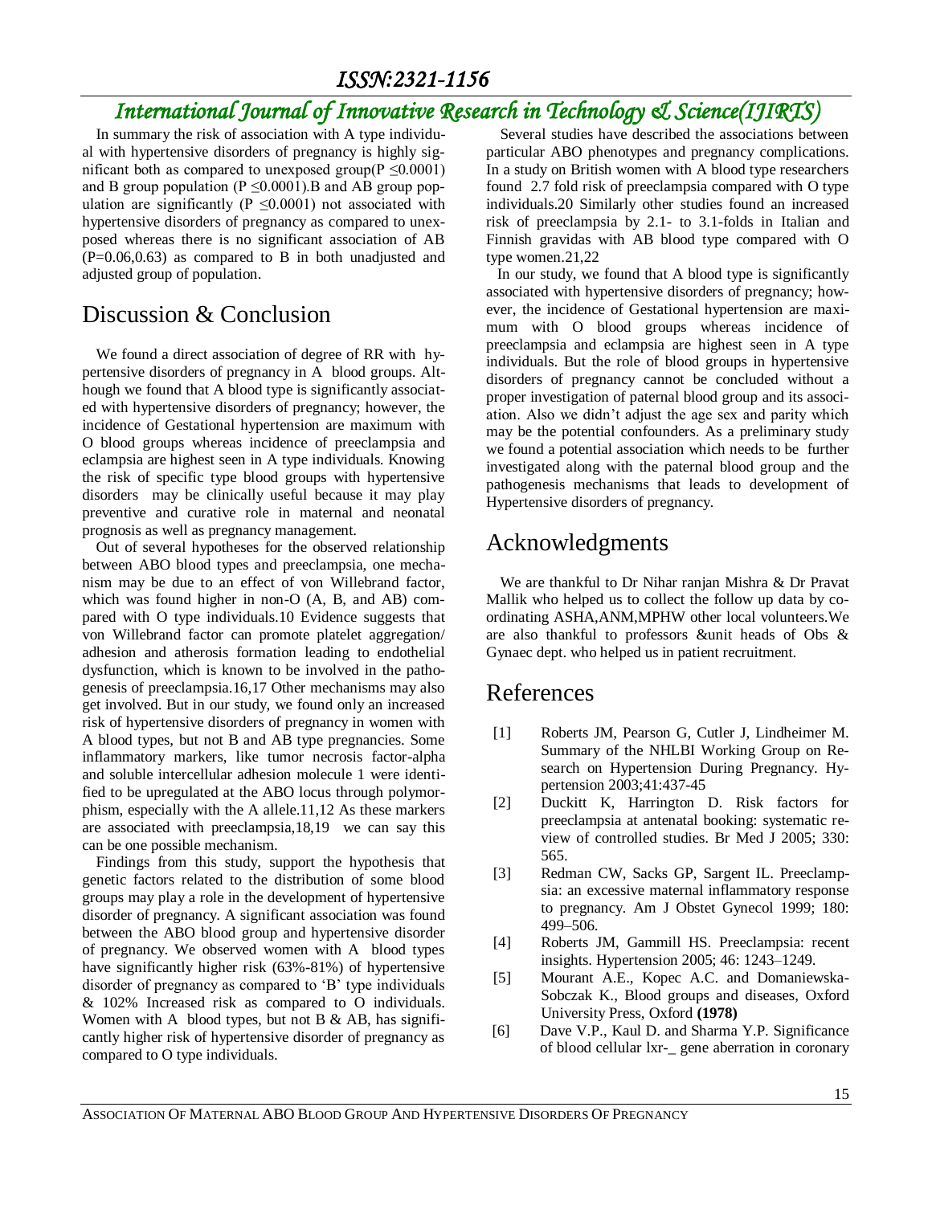In summary the risk of association with A type individual with hypertensive disorders of pregnancy is highly significant both as compared to unexposed group($P \leq 0.0001$) and B group population ($P \leq 0.0001$).B and AB group population are significantly ($P \leq 0.0001$) not associated with hypertensive disorders of pregnancy as compared to unexposed whereas there is no significant association of AB (P=0.06,0.63) as compared to B in both unadjusted and adjusted group of population.

## Discussion & Conclusion

We found a direct association of degree of RR with hypertensive disorders of pregnancy in A blood groups. Although we found that A blood type is significantly associated with hypertensive disorders of pregnancy; however, the incidence of Gestational hypertension are maximum with O blood groups whereas incidence of preeclampsia and eclampsia are highest seen in A type individuals. Knowing the risk of specific type blood groups with hypertensive disorders may be clinically useful because it may play preventive and curative role in maternal and neonatal prognosis as well as pregnancy management.

Out of several hypotheses for the observed relationship between ABO blood types and preeclampsia, one mechanism may be due to an effect of von Willebrand factor, which was found higher in non-O (A, B, and AB) compared with O type individuals.10 Evidence suggests that von Willebrand factor can promote platelet aggregation/ adhesion and atherosis formation leading to endothelial dysfunction, which is known to be involved in the pathogenesis of preeclampsia.16,17 Other mechanisms may also get involved. But in our study, we found only an increased risk of hypertensive disorders of pregnancy in women with A blood types, but not B and AB type pregnancies. Some inflammatory markers, like tumor necrosis factor-alpha and soluble intercellular adhesion molecule 1 were identified to be upregulated at the ABO locus through polymorphism, especially with the A allele.11,12 As these markers are associated with preeclampsia,18,19 we can say this can be one possible mechanism.

Findings from this study, support the hypothesis that genetic factors related to the distribution of some blood groups may play a role in the development of hypertensive disorder of pregnancy. A significant association was found between the ABO blood group and hypertensive disorder of pregnancy. We observed women with A blood types have significantly higher risk (63%-81%) of hypertensive disorder of pregnancy as compared to 'B' type individuals & 102% Increased risk as compared to O individuals. Women with A blood types, but not B & AB, has significantly higher risk of hypertensive disorder of pregnancy as compared to O type individuals.

Several studies have described the associations between particular ABO phenotypes and pregnancy complications. In a study on British women with A blood type researchers found 2.7 fold risk of preeclampsia compared with O type individuals.20 Similarly other studies found an increased risk of preeclampsia by 2.1- to 3.1-folds in Italian and Finnish gravidas with AB blood type compared with O type women.21,22

In our study, we found that A blood type is significantly associated with hypertensive disorders of pregnancy; however, the incidence of Gestational hypertension are maximum with O blood groups whereas incidence of preeclampsia and eclampsia are highest seen in A type individuals. But the role of blood groups in hypertensive disorders of pregnancy cannot be concluded without a proper investigation of paternal blood group and its association. Also we didn't adjust the age sex and parity which may be the potential confounders. As a preliminary study we found a potential association which needs to be further investigated along with the paternal blood group and the pathogenesis mechanisms that leads to development of Hypertensive disorders of pregnancy.

## Acknowledgments

We are thankful to Dr Nihar ranjan Mishra & Dr Pravat Mallik who helped us to collect the follow up data by coordinating ASHA,ANM,MPHW other local volunteers.We are also thankful to professors &unit heads of Obs & Gynaec dept. who helped us in patient recruitment.

## References

[1] Roberts JM, Pearson G, Cutler J, Lindheimer M. Summary of the NHLBI Working Group on Research on Hypertension During Pregnancy. Hypertension 2003;41:437-45

[2] Duckitt K, Harrington D. Risk factors for preeclampsia at antenatal booking: systematic review of controlled studies. Br Med J 2005; 330: 565.

[3] Redman CW, Sacks GP, Sargent IL. Preeclampsia: an excessive maternal inflammatory response to pregnancy. Am J Obstet Gynecol 1999; 180: 499–506.

[4] Roberts JM, Gammill HS. Preeclampsia: recent insights. Hypertension 2005; 46: 1243–1249.

[5] Mourant A.E., Kopec A.C. and Domaniewska-Sobczak K., Blood groups and diseases, Oxford University Press, Oxford **(1978)**

[6] Dave V.P., Kaul D. and Sharma Y.P. Significance of blood cellular lxr-_ gene aberration in coronary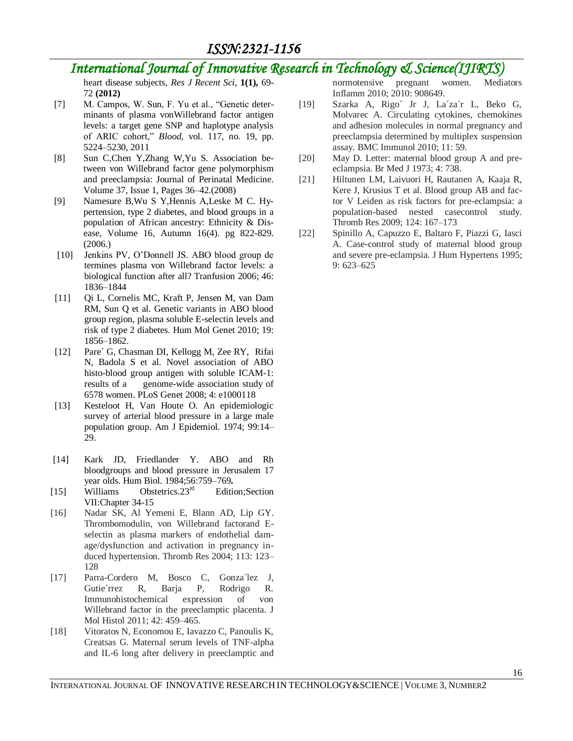heart disease subjects, *Res J Recent Sci*, **1(1),** 69-72 **(2012)**

[7] M. Campos, W. Sun, F. Yu et al., "Genetic determinants of plasma vonWillebrand factor antigen levels: a target gene SNP and haplotype analysis of ARIC cohort," *Blood*, vol. 117, no. 19, pp. 5224–5230, 2011

[8] Sun C,Chen Y,Zhang W,Yu S. Association between von Willebrand factor gene polymorphism and preeclampsia: Journal of Perinatal Medicine. Volume 37, Issue 1, Pages 36–42.(2008)

[9] Namesure B,Wu S Y,Hennis A,Leske M C. Hypertension, type 2 diabetes, and blood groups in a population of African ancestry: Ethnicity & Disease, Volume 16, Autumn 16(4). pg 822-829. (2006.)

[10] Jenkins PV, O'Donnell JS. ABO blood group de termines plasma von Willebrand factor levels: a biological function after all? Tranfusion 2006; 46: 1836–1844

[11] Qi L, Cornelis MC, Kraft P, Jensen M, van Dam RM, Sun Q et al. Genetic variants in ABO blood group region, plasma soluble E-selectin levels and risk of type 2 diabetes. Hum Mol Genet 2010; 19: 1856–1862.

[12] Pare´ G, Chasman DI, Kellogg M, Zee RY, Rifai N, Badola S et al. Novel association of ABO histo-blood group antigen with soluble ICAM-1: results of a genome-wide association study of 6578 women. PLoS Genet 2008; 4: e1000118

[13] Kesteloot H, Van Houte O. An epidemiologic survey of arterial blood pressure in a large male population group. Am J Epidemiol. 1974; 99:14–29.

[14] Kark JD, Friedlander Y. ABO and Rh bloodgroups and blood pressure in Jerusalem 17 year olds. Hum Biol. 1984;56:759–769**.**

[15] Williams Obstetrics.23rd Edition;Section VII:Chapter 34-15

[16] Nadar SK, Al Yemeni E, Blann AD, Lip GY. Thrombomodulin, von Willebrand factorand E-selectin as plasma markers of endothelial damage/dysfunction and activation in pregnancy induced hypertension. Thromb Res 2004; 113: 123–128

[17] Parra-Cordero M, Bosco C, Gonza´lez J, Gutie´rrez R, Barja P, Rodrigo R. Immunohistochemical expression of von Willebrand factor in the preeclamptic placenta. J Mol Histol 2011; 42: 459–465.

[18] Vitoratos N, Economou E, Iavazzo C, Panoulis K, Creatsas G. Maternal serum levels of TNF-alpha and IL-6 long after delivery in preeclamptic and normotensive pregnant women. Mediators Inflamm 2010; 2010: 908649.

[19] Szarka A, Rigo´ Jr J, La´za´r L, Beko G, Molvarec A. Circulating cytokines, chemokines and adhesion molecules in normal pregnancy and preeclampsia determined by multiplex suspension assay. BMC Immunol 2010; 11: 59.

[20] May D. Letter: maternal blood group A and pre-eclampsia. Br Med J 1973; 4: 738.

[21] Hiltunen LM, Laivuori H, Rautanen A, Kaaja R, Kere J, Krusius T et al. Blood group AB and factor V Leiden as risk factors for pre-eclampsia: a population-based nested casecontrol study. Thromb Res 2009; 124: 167–173

[22] Spinillo A, Capuzzo E, Baltaro F, Piazzi G, Iasci A. Case-control study of maternal blood group and severe pre-eclampsia. J Hum Hypertens 1995; 9: 623–625